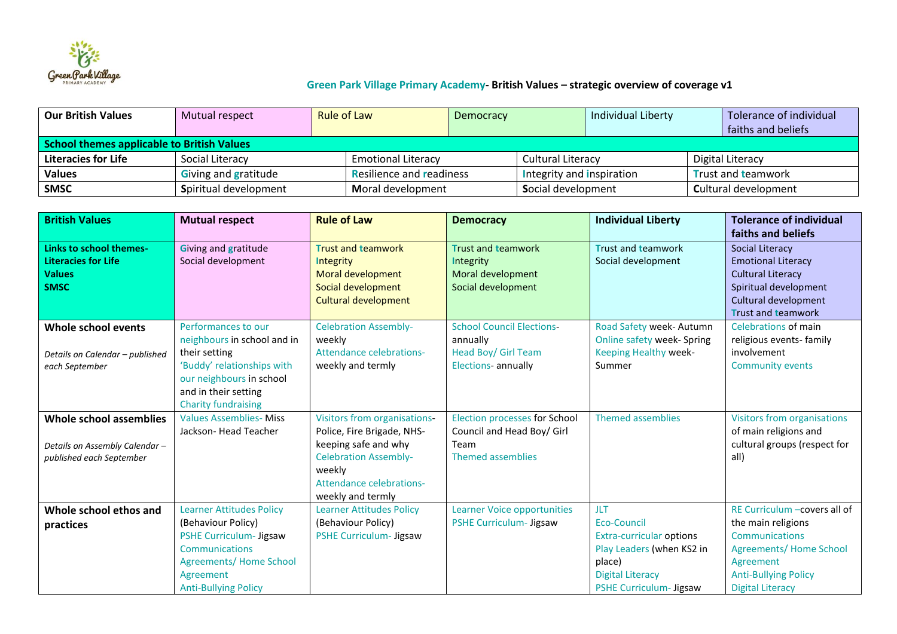# Green Park Village Primary Academy- British Values – strategic overview of coverage v1

| Our British Values | Mutual respect | Rule of Law | Democracy | Individual Liberty | Tolerance of individual faiths and beliefs |
|---|---|---|---|---|---|

| School themes applicable to British Values | | | | |
|---|---|---|---|---|
| **Literacies for Life** | Social Literacy | Emotional Literacy | Cultural Literacy | Digital Literacy |
| **Values** | **G**iving and **g**ratitude | **R**esilience and **r**eadiness | **I**ntegrity and **i**nspiration | **T**rust and **t**eamwork |
| **SMSC** | **S**piritual development | **M**oral development | **S**ocial development | **C**ultural development |

| British Values | Mutual respect | Rule of Law | Democracy | Individual Liberty | Tolerance of individual faiths and beliefs |
|---|---|---|---|---|---|
| **Links to school themes- Literacies for Life Values SMSC** | **G**iving and **g**ratitude<br>Social development | **T**rust and **t**eamwork<br>**I**ntegrity<br>Moral development<br>Social development<br>Cultural development | **T**rust and **t**eamwork<br>**I**ntegrity<br>Moral development<br>Social development | **T**rust and **t**eamwork<br>Social development | Social Literacy<br>Emotional Literacy<br>Cultural Literacy<br>Spiritual development<br>Cultural development<br>**T**rust and **t**eamwork |
| **Whole school events**<br>*Details on Calendar – published each September* | Performances to our neighbours in school and in their setting<br>'Buddy' relationships with our neighbours in school and in their setting<br>Charity fundraising | Celebration Assembly- weekly<br>Attendance celebrations- weekly and termly | School Council Elections- annually<br>Head Boy/ Girl Team Elections- annually | Road Safety week- Autumn<br>Online safety week- Spring<br>Keeping Healthy week- Summer | Celebrations of main religious events- family involvement<br>Community events |
| **Whole school assemblies**<br>*Details on Assembly Calendar – published each September* | Values Assemblies- Miss Jackson- Head Teacher | Visitors from organisations- Police, Fire Brigade, NHS- keeping safe and why<br>Celebration Assembly- weekly<br>Attendance celebrations- weekly and termly | Election processes for School Council and Head Boy/ Girl Team<br>Themed assemblies | Themed assemblies | Visitors from organisations of main religions and cultural groups (respect for all) |
| **Whole school ethos and practices** | Learner Attitudes Policy (Behaviour Policy)<br>PSHE Curriculum- Jigsaw<br>Communications Agreements/ Home School Agreement<br>Anti-Bullying Policy | Learner Attitudes Policy (Behaviour Policy)<br>PSHE Curriculum- Jigsaw | Learner Voice opportunities<br>PSHE Curriculum- Jigsaw | JLT<br>Eco-Council<br>Extra-curricular options<br>Play Leaders (when KS2 in place)<br>Digital Literacy<br>PSHE Curriculum- Jigsaw | RE Curriculum –covers all of the main religions<br>Communications Agreements/ Home School Agreement<br>Anti-Bullying Policy<br>Digital Literacy |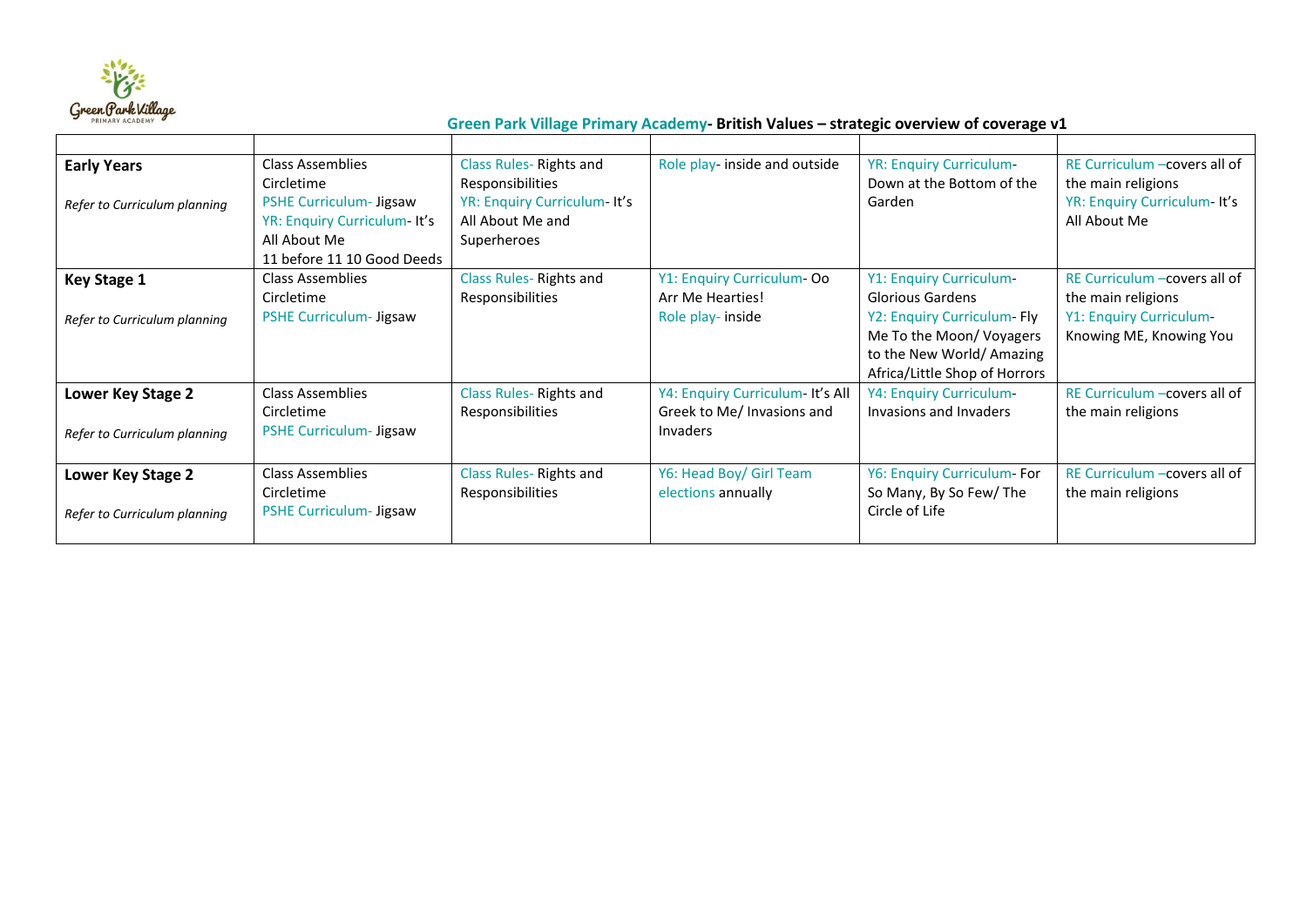## Green Park Village Primary Academy- British Values – strategic overview of coverage v1

| | | | | | |
|---|---|---|---|---|---|
| **Early Years**<br><br>*Refer to Curriculum planning* | Class Assemblies<br>Circletime<br>PSHE Curriculum- Jigsaw<br>YR: Enquiry Curriculum- It's All About Me<br>11 before 11 10 Good Deeds | Class Rules- Rights and Responsibilities<br>YR: Enquiry Curriculum- It's All About Me and Superheroes | Role play- inside and outside | YR: Enquiry Curriculum- Down at the Bottom of the Garden | RE Curriculum –covers all of the main religions<br>YR: Enquiry Curriculum- It's All About Me |
| **Key Stage 1**<br><br>*Refer to Curriculum planning* | Class Assemblies<br>Circletime<br>PSHE Curriculum- Jigsaw | Class Rules- Rights and Responsibilities | Y1: Enquiry Curriculum- Oo Arr Me Hearties!<br>Role play- inside | Y1: Enquiry Curriculum- Glorious Gardens<br>Y2: Enquiry Curriculum- Fly Me To the Moon/ Voyagers to the New World/ Amazing Africa/Little Shop of Horrors | RE Curriculum –covers all of the main religions<br>Y1: Enquiry Curriculum- Knowing ME, Knowing You |
| **Lower Key Stage 2**<br><br>*Refer to Curriculum planning* | Class Assemblies<br>Circletime<br>PSHE Curriculum- Jigsaw | Class Rules- Rights and Responsibilities | Y4: Enquiry Curriculum- It's All Greek to Me/ Invasions and Invaders | Y4: Enquiry Curriculum- Invasions and Invaders | RE Curriculum –covers all of the main religions |
| **Lower Key Stage 2**<br><br>*Refer to Curriculum planning* | Class Assemblies<br>Circletime<br>PSHE Curriculum- Jigsaw | Class Rules- Rights and Responsibilities | Y6: Head Boy/ Girl Team elections annually | Y6: Enquiry Curriculum- For So Many, By So Few/ The Circle of Life | RE Curriculum –covers all of the main religions |